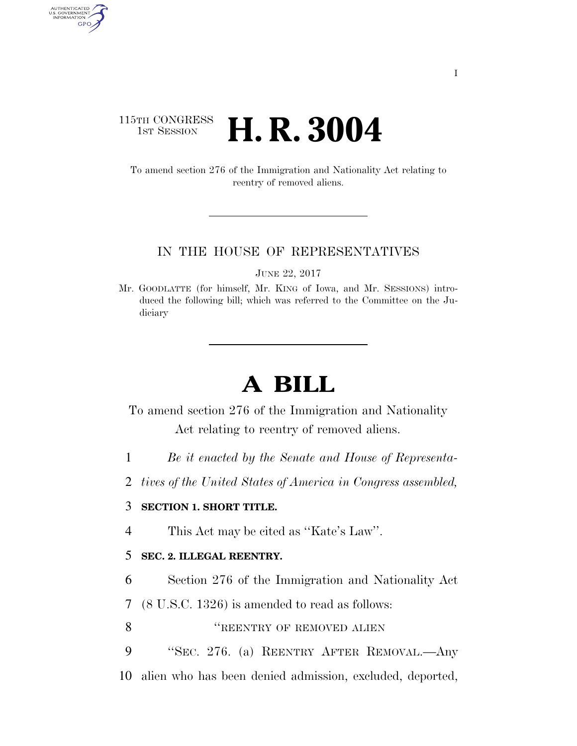115TH CONGRESS
1ST SESSION

# H. R. 3004

To amend section 276 of the Immigration and Nationality Act relating to reentry of removed aliens.

IN THE HOUSE OF REPRESENTATIVES

JUNE 22, 2017

Mr. GOODLATTE (for himself, Mr. KING of Iowa, and Mr. SESSIONS) introduced the following bill; which was referred to the Committee on the Judiciary

# A BILL

To amend section 276 of the Immigration and Nationality Act relating to reentry of removed aliens.

1 *Be it enacted by the Senate and House of Representa-*
2 *tives of the United States of America in Congress assembled,*

3 **SECTION 1. SHORT TITLE.**

4 This Act may be cited as ''Kate's Law''.

5 **SEC. 2. ILLEGAL REENTRY.**

6 Section 276 of the Immigration and Nationality Act
7 (8 U.S.C. 1326) is amended to read as follows:

8 ''REENTRY OF REMOVED ALIEN

9 ''SEC. 276. (a) REENTRY AFTER REMOVAL.—Any
10 alien who has been denied admission, excluded, deported,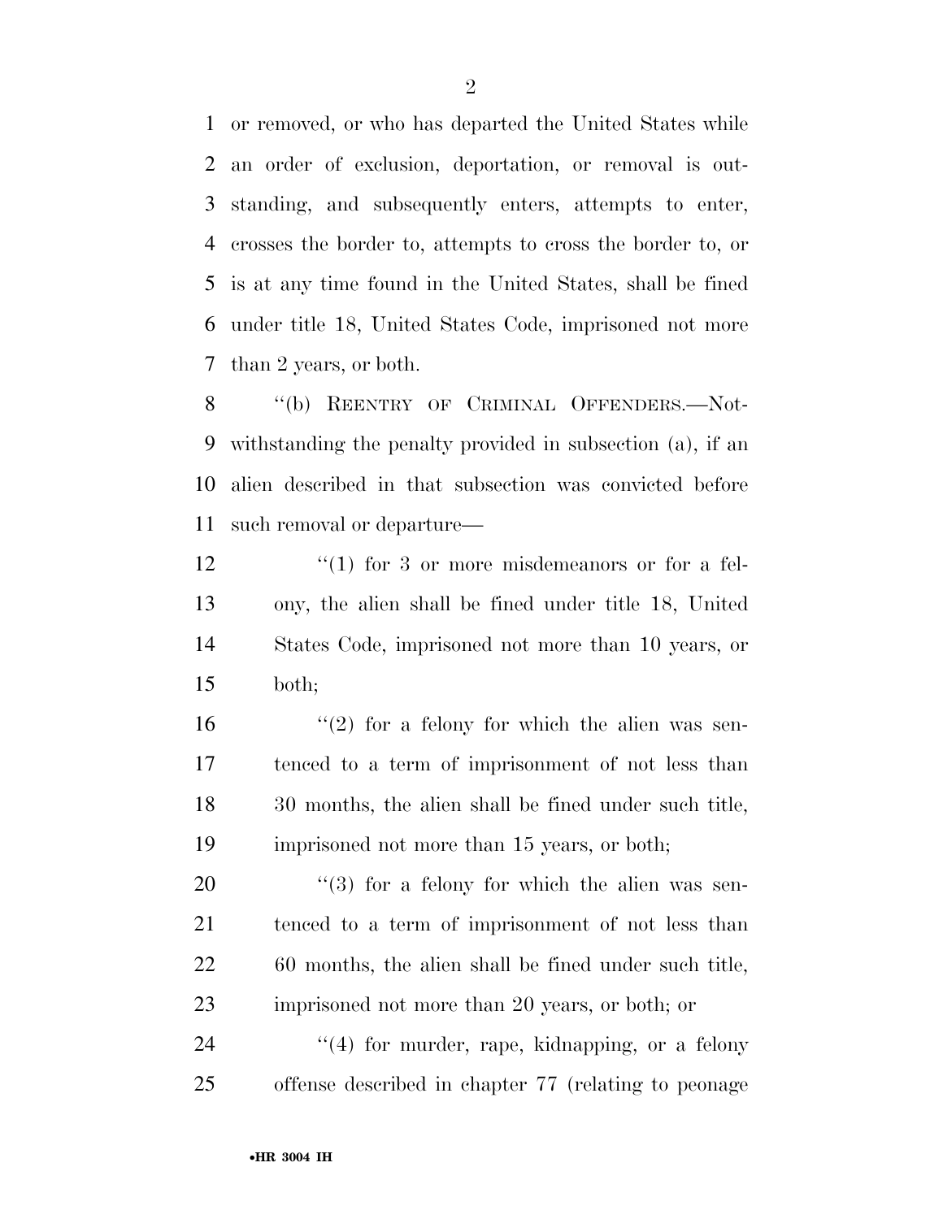or removed, or who has departed the United States while an order of exclusion, deportation, or removal is outstanding, and subsequently enters, attempts to enter, crosses the border to, attempts to cross the border to, or is at any time found in the United States, shall be fined under title 18, United States Code, imprisoned not more than 2 years, or both.

''(b) REENTRY OF CRIMINAL OFFENDERS.—Notwithstanding the penalty provided in subsection (a), if an alien described in that subsection was convicted before such removal or departure—

''(1) for 3 or more misdemeanors or for a felony, the alien shall be fined under title 18, United States Code, imprisoned not more than 10 years, or both;

''(2) for a felony for which the alien was sentenced to a term of imprisonment of not less than 30 months, the alien shall be fined under such title, imprisoned not more than 15 years, or both;

''(3) for a felony for which the alien was sentenced to a term of imprisonment of not less than 60 months, the alien shall be fined under such title, imprisoned not more than 20 years, or both; or

''(4) for murder, rape, kidnapping, or a felony offense described in chapter 77 (relating to peonage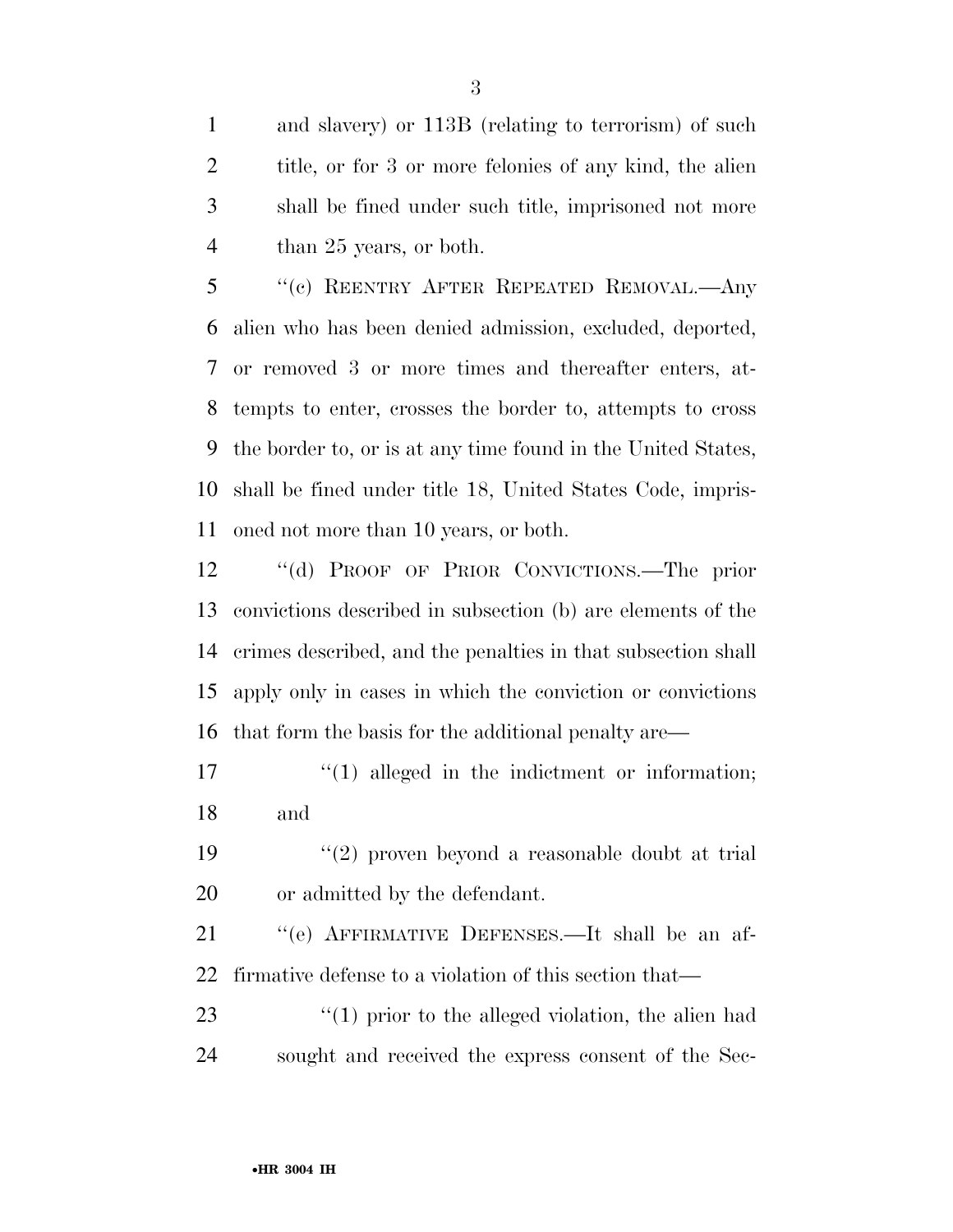and slavery) or 113B (relating to terrorism) of such title, or for 3 or more felonies of any kind, the alien shall be fined under such title, imprisoned not more than 25 years, or both.

"(c) REENTRY AFTER REPEATED REMOVAL.—Any alien who has been denied admission, excluded, deported, or removed 3 or more times and thereafter enters, attempts to enter, crosses the border to, attempts to cross the border to, or is at any time found in the United States, shall be fined under title 18, United States Code, imprisoned not more than 10 years, or both.

"(d) PROOF OF PRIOR CONVICTIONS.—The prior convictions described in subsection (b) are elements of the crimes described, and the penalties in that subsection shall apply only in cases in which the conviction or convictions that form the basis for the additional penalty are—

"(1) alleged in the indictment or information; and

"(2) proven beyond a reasonable doubt at trial or admitted by the defendant.

"(e) AFFIRMATIVE DEFENSES.—It shall be an affirmative defense to a violation of this section that—

"(1) prior to the alleged violation, the alien had sought and received the express consent of the Sec-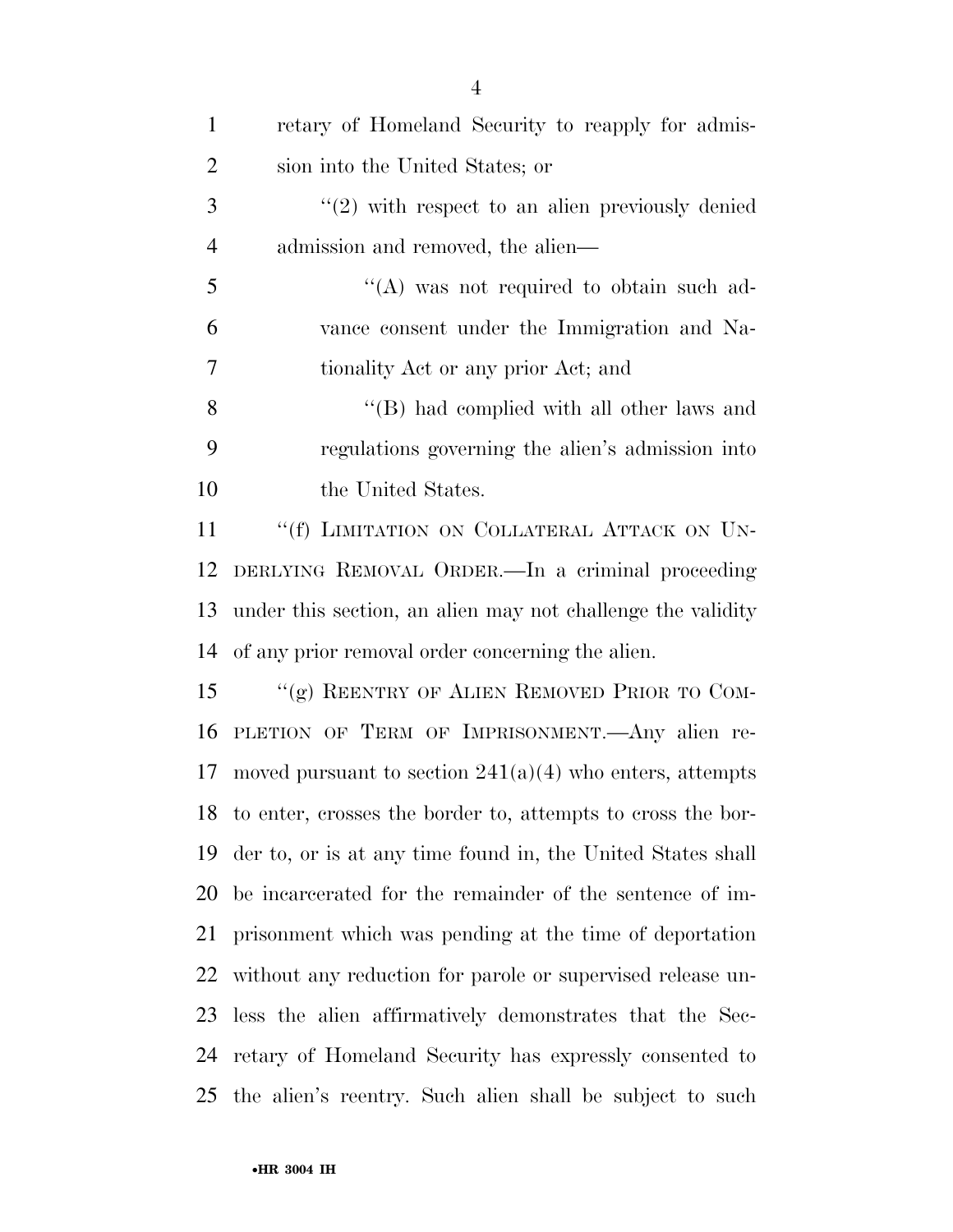retary of Homeland Security to reapply for admission into the United States; or

"(2) with respect to an alien previously denied admission and removed, the alien—

"(A) was not required to obtain such advance consent under the Immigration and Nationality Act or any prior Act; and

"(B) had complied with all other laws and regulations governing the alien's admission into the United States.

"(f) LIMITATION ON COLLATERAL ATTACK ON UNDERLYING REMOVAL ORDER.—In a criminal proceeding under this section, an alien may not challenge the validity of any prior removal order concerning the alien.

"(g) REENTRY OF ALIEN REMOVED PRIOR TO COMPLETION OF TERM OF IMPRISONMENT.—Any alien removed pursuant to section 241(a)(4) who enters, attempts to enter, crosses the border to, attempts to cross the border to, or is at any time found in, the United States shall be incarcerated for the remainder of the sentence of imprisonment which was pending at the time of deportation without any reduction for parole or supervised release unless the alien affirmatively demonstrates that the Secretary of Homeland Security has expressly consented to the alien's reentry. Such alien shall be subject to such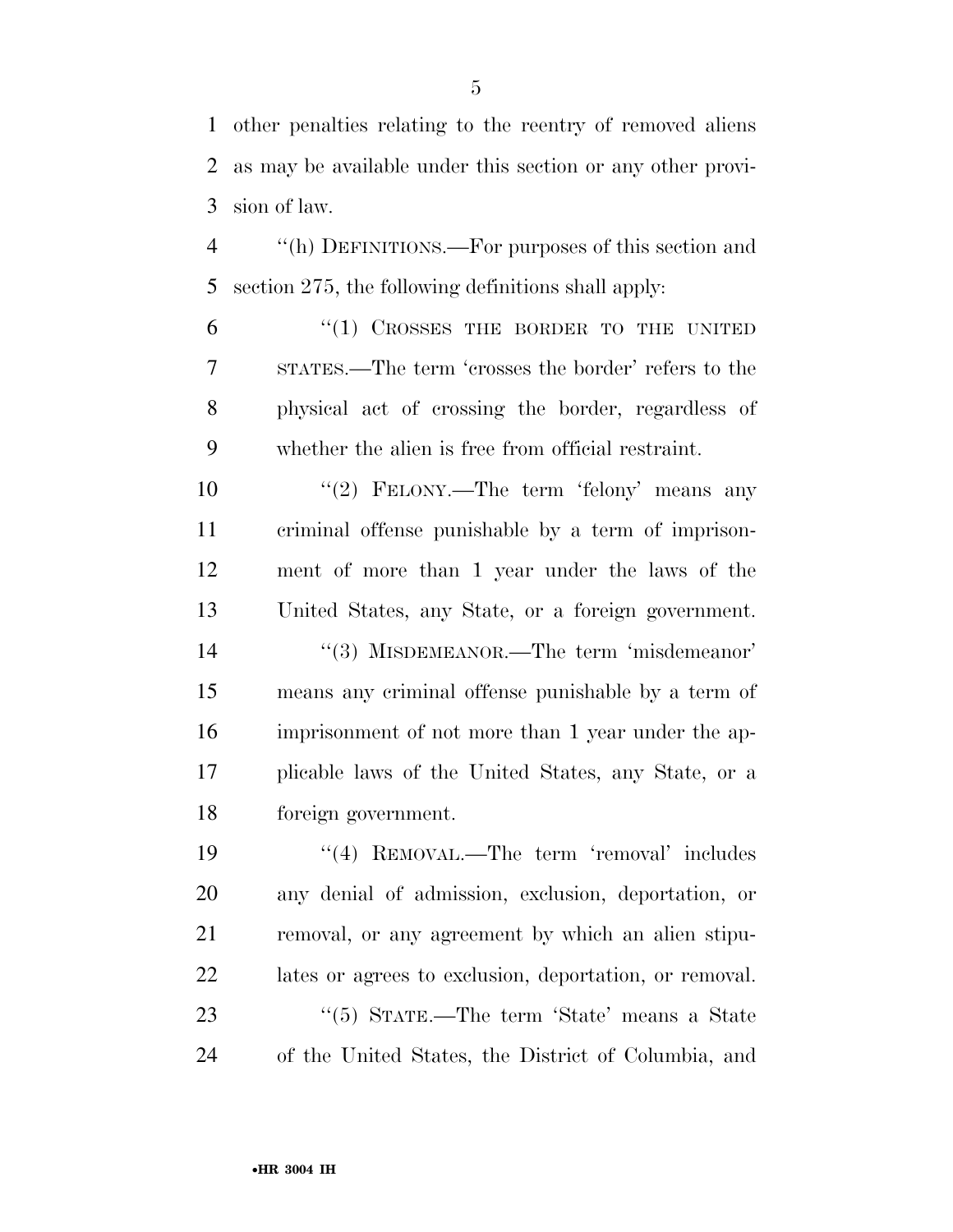other penalties relating to the reentry of removed aliens as may be available under this section or any other provision of law.

''(h) DEFINITIONS.—For purposes of this section and section 275, the following definitions shall apply:

''(1) CROSSES THE BORDER TO THE UNITED STATES.—The term 'crosses the border' refers to the physical act of crossing the border, regardless of whether the alien is free from official restraint.

''(2) FELONY.—The term 'felony' means any criminal offense punishable by a term of imprisonment of more than 1 year under the laws of the United States, any State, or a foreign government.

''(3) MISDEMEANOR.—The term 'misdemeanor' means any criminal offense punishable by a term of imprisonment of not more than 1 year under the applicable laws of the United States, any State, or a foreign government.

''(4) REMOVAL.—The term 'removal' includes any denial of admission, exclusion, deportation, or removal, or any agreement by which an alien stipulates or agrees to exclusion, deportation, or removal.

''(5) STATE.—The term 'State' means a State of the United States, the District of Columbia, and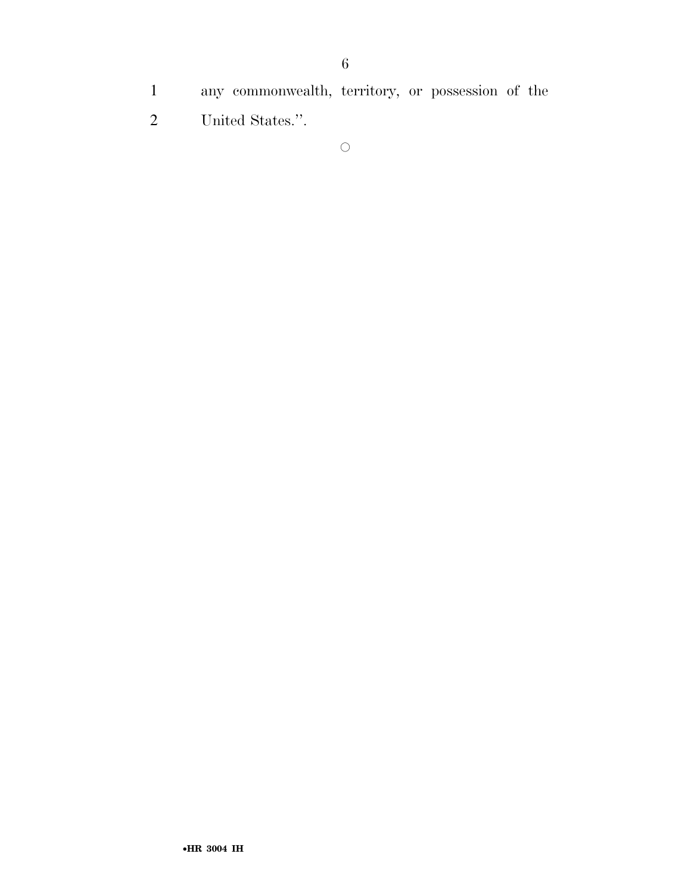any commonwealth, territory, or possession of the United States.''.

○